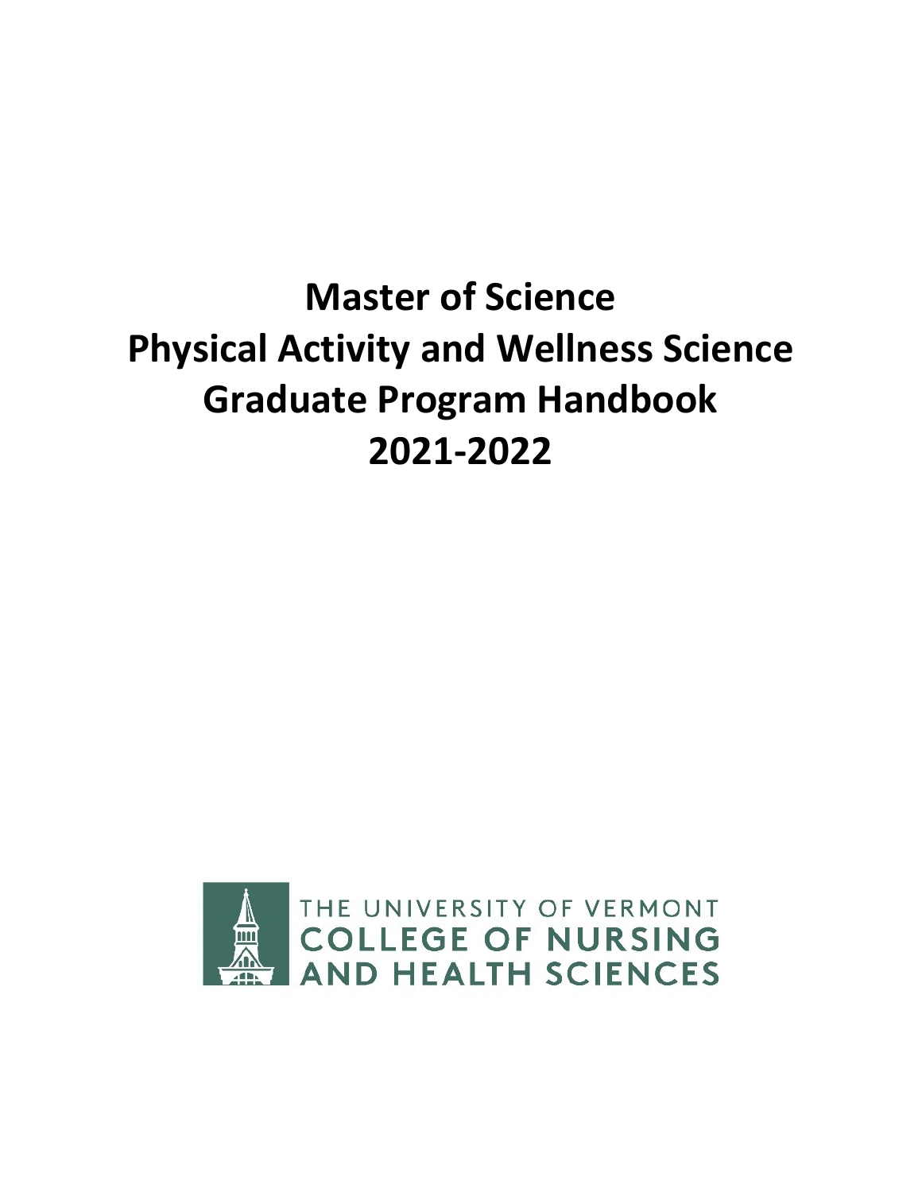# Master of Science
# Physical Activity and Wellness Science
# Graduate Program Handbook
# 2021-2022

THE UNIVERSITY OF VERMONT
COLLEGE OF NURSING
AND HEALTH SCIENCES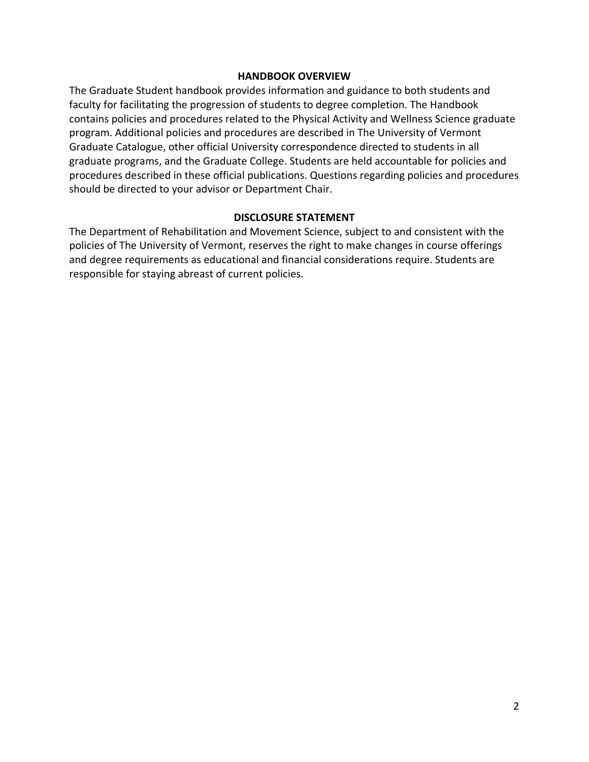## HANDBOOK OVERVIEW

The Graduate Student handbook provides information and guidance to both students and faculty for facilitating the progression of students to degree completion. The Handbook contains policies and procedures related to the Physical Activity and Wellness Science graduate program. Additional policies and procedures are described in The University of Vermont Graduate Catalogue, other official University correspondence directed to students in all graduate programs, and the Graduate College. Students are held accountable for policies and procedures described in these official publications. Questions regarding policies and procedures should be directed to your advisor or Department Chair.

## DISCLOSURE STATEMENT

The Department of Rehabilitation and Movement Science, subject to and consistent with the policies of The University of Vermont, reserves the right to make changes in course offerings and degree requirements as educational and financial considerations require. Students are responsible for staying abreast of current policies.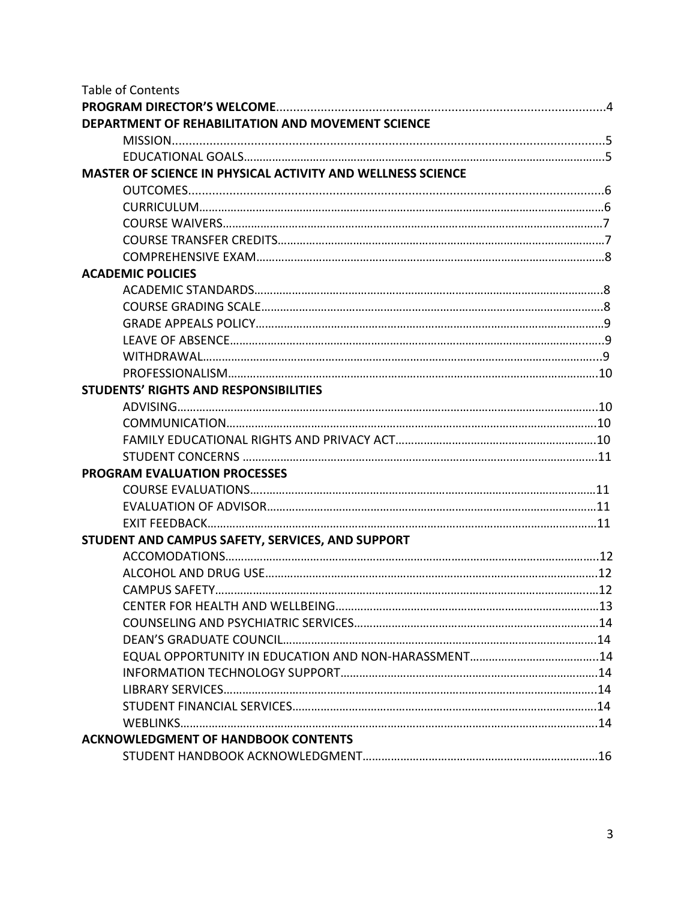Table of Contents

**PROGRAM DIRECTOR'S WELCOME**....................................................................................................4

**DEPARTMENT OF REHABILITATION AND MOVEMENT SCIENCE**

- MISSION....................................................................................................................5
- EDUCATIONAL GOALS.................................................................................................5

**MASTER OF SCIENCE IN PHYSICAL ACTIVITY AND WELLNESS SCIENCE**

- OUTCOMES...............................................................................................................6
- CURRICULUM.............................................................................................................6
- COURSE WAIVERS.......................................................................................................7
- COURSE TRANSFER CREDITS.......................................................................................7
- COMPREHENSIVE EXAM..............................................................................................8

**ACADEMIC POLICIES**

- ACADEMIC STANDARDS..............................................................................................8
- COURSE GRADING SCALE............................................................................................8
- GRADE APPEALS POLICY..............................................................................................9
- LEAVE OF ABSENCE.....................................................................................................9
- WITHDRAWAL.............................................................................................................9
- PROFESSIONALISM.....................................................................................................10

**STUDENTS' RIGHTS AND RESPONSIBILITIES**

- ADVISING...................................................................................................................10
- COMMUNICATION.....................................................................................................10
- FAMILY EDUCATIONAL RIGHTS AND PRIVACY ACT.......................................................10
- STUDENT CONCERNS .................................................................................................11

**PROGRAM EVALUATION PROCESSES**

- COURSE EVALUATIONS...............................................................................................11
- EVALUATION OF ADVISOR..........................................................................................11
- EXIT FEEDBACK...........................................................................................................11

**STUDENT AND CAMPUS SAFETY, SERVICES, AND SUPPORT**

- ACCOMODATIONS.......................................................................................................12
- ALCOHOL AND DRUG USE...........................................................................................12
- CAMPUS SAFETY..........................................................................................................12
- CENTER FOR HEALTH AND WELLBEING.......................................................................13
- COUNSELING AND PSYCHIATRIC SERVICES..................................................................14
- DEAN'S GRADUATE COUNCIL......................................................................................14
- EQUAL OPPORTUNITY IN EDUCATION AND NON-HARASSMENT.................................14
- INFORMATION TECHNOLOGY SUPPORT.......................................................................14
- LIBRARY SERVICES.......................................................................................................14
- STUDENT FINANCIAL SERVICES....................................................................................14
- WEBLINKS...................................................................................................................14

**ACKNOWLEDGMENT OF HANDBOOK CONTENTS**

- STUDENT HANDBOOK ACKNOWLEDGMENT...................................................................16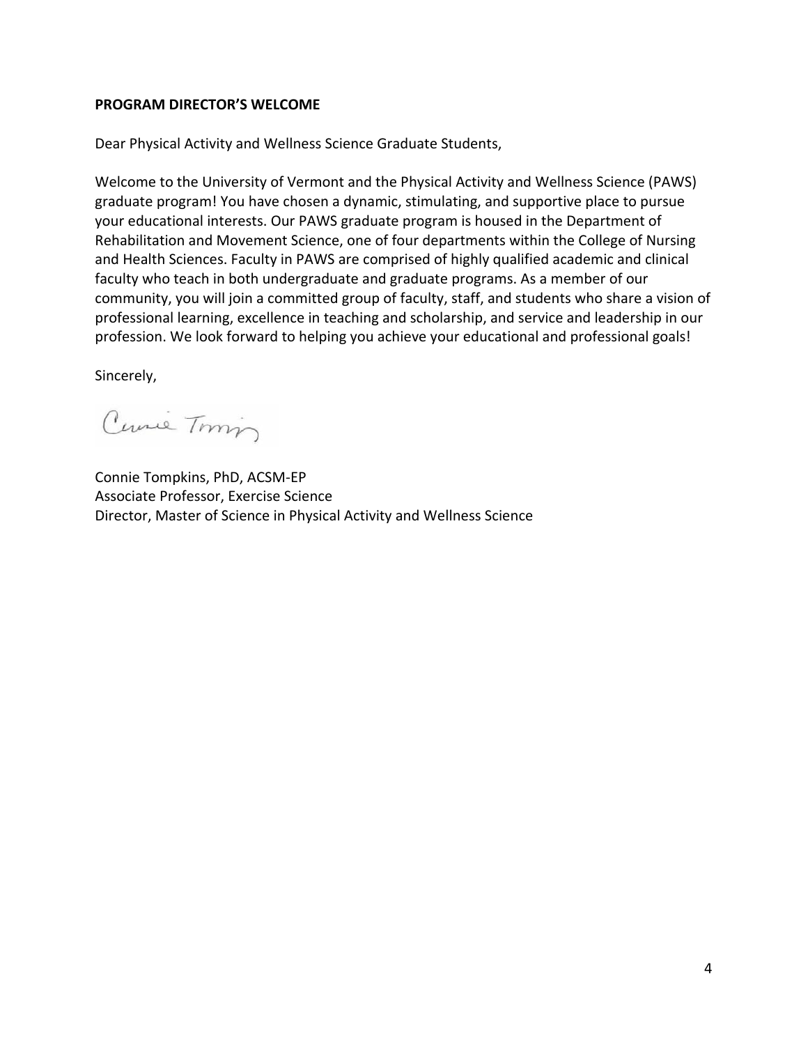**PROGRAM DIRECTOR'S WELCOME**

Dear Physical Activity and Wellness Science Graduate Students,

Welcome to the University of Vermont and the Physical Activity and Wellness Science (PAWS) graduate program! You have chosen a dynamic, stimulating, and supportive place to pursue your educational interests. Our PAWS graduate program is housed in the Department of Rehabilitation and Movement Science, one of four departments within the College of Nursing and Health Sciences. Faculty in PAWS are comprised of highly qualified academic and clinical faculty who teach in both undergraduate and graduate programs. As a member of our community, you will join a committed group of faculty, staff, and students who share a vision of professional learning, excellence in teaching and scholarship, and service and leadership in our profession. We look forward to helping you achieve your educational and professional goals!

Sincerely,

Connie Tompkins, PhD, ACSM-EP
Associate Professor, Exercise Science
Director, Master of Science in Physical Activity and Wellness Science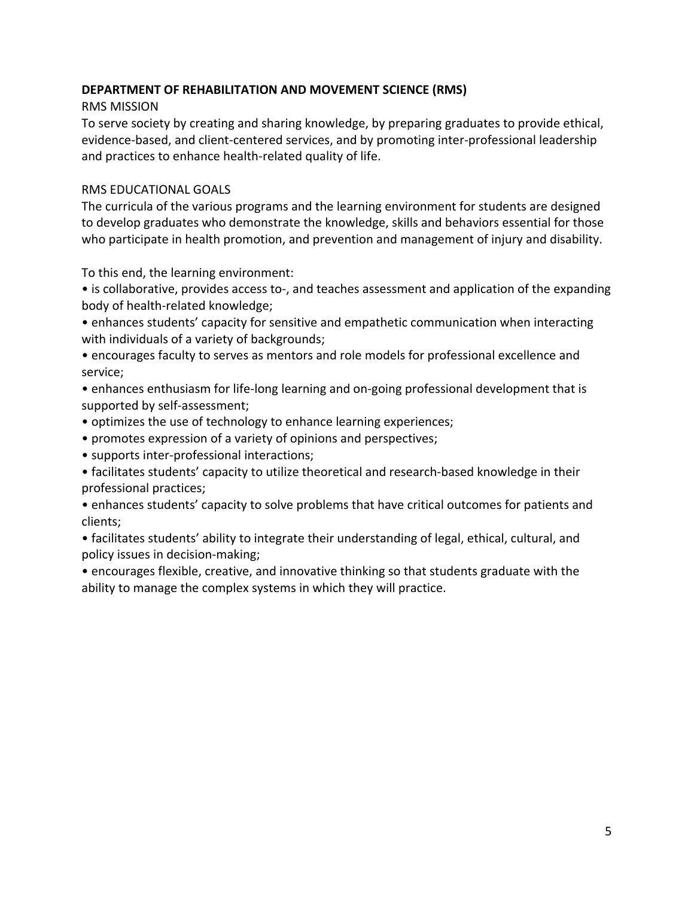**DEPARTMENT OF REHABILITATION AND MOVEMENT SCIENCE (RMS)**

RMS MISSION

To serve society by creating and sharing knowledge, by preparing graduates to provide ethical, evidence-based, and client-centered services, and by promoting inter-professional leadership and practices to enhance health-related quality of life.

RMS EDUCATIONAL GOALS

The curricula of the various programs and the learning environment for students are designed to develop graduates who demonstrate the knowledge, skills and behaviors essential for those who participate in health promotion, and prevention and management of injury and disability.

To this end, the learning environment:

- is collaborative, provides access to-, and teaches assessment and application of the expanding body of health-related knowledge;
- enhances students' capacity for sensitive and empathetic communication when interacting with individuals of a variety of backgrounds;
- encourages faculty to serves as mentors and role models for professional excellence and service;
- enhances enthusiasm for life-long learning and on-going professional development that is supported by self-assessment;
- optimizes the use of technology to enhance learning experiences;
- promotes expression of a variety of opinions and perspectives;
- supports inter-professional interactions;
- facilitates students' capacity to utilize theoretical and research-based knowledge in their professional practices;
- enhances students' capacity to solve problems that have critical outcomes for patients and clients;
- facilitates students' ability to integrate their understanding of legal, ethical, cultural, and policy issues in decision-making;
- encourages flexible, creative, and innovative thinking so that students graduate with the ability to manage the complex systems in which they will practice.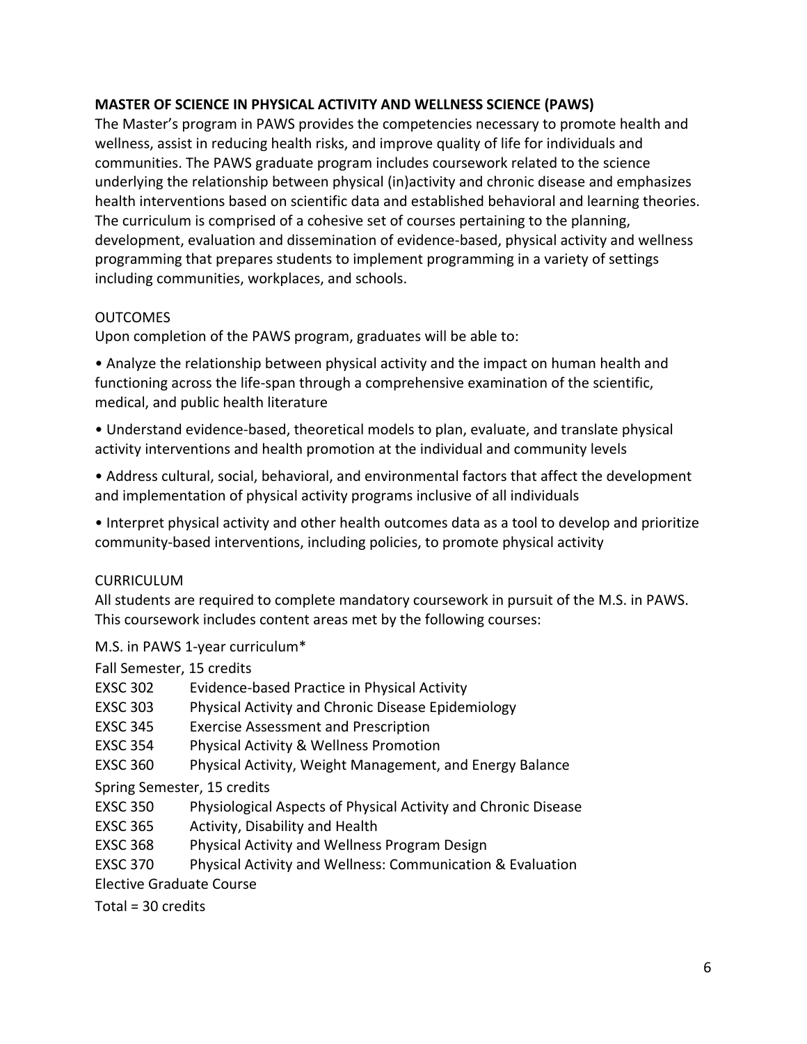**MASTER OF SCIENCE IN PHYSICAL ACTIVITY AND WELLNESS SCIENCE (PAWS)**

The Master's program in PAWS provides the competencies necessary to promote health and wellness, assist in reducing health risks, and improve quality of life for individuals and communities. The PAWS graduate program includes coursework related to the science underlying the relationship between physical (in)activity and chronic disease and emphasizes health interventions based on scientific data and established behavioral and learning theories. The curriculum is comprised of a cohesive set of courses pertaining to the planning, development, evaluation and dissemination of evidence-based, physical activity and wellness programming that prepares students to implement programming in a variety of settings including communities, workplaces, and schools.

OUTCOMES

Upon completion of the PAWS program, graduates will be able to:

- Analyze the relationship between physical activity and the impact on human health and functioning across the life-span through a comprehensive examination of the scientific, medical, and public health literature
- Understand evidence-based, theoretical models to plan, evaluate, and translate physical activity interventions and health promotion at the individual and community levels
- Address cultural, social, behavioral, and environmental factors that affect the development and implementation of physical activity programs inclusive of all individuals
- Interpret physical activity and other health outcomes data as a tool to develop and prioritize community-based interventions, including policies, to promote physical activity

CURRICULUM

All students are required to complete mandatory coursework in pursuit of the M.S. in PAWS. This coursework includes content areas met by the following courses:

M.S. in PAWS 1-year curriculum*

Fall Semester, 15 credits

EXSC 302 Evidence-based Practice in Physical Activity
EXSC 303 Physical Activity and Chronic Disease Epidemiology
EXSC 345 Exercise Assessment and Prescription
EXSC 354 Physical Activity & Wellness Promotion
EXSC 360 Physical Activity, Weight Management, and Energy Balance

Spring Semester, 15 credits

EXSC 350 Physiological Aspects of Physical Activity and Chronic Disease
EXSC 365 Activity, Disability and Health
EXSC 368 Physical Activity and Wellness Program Design
EXSC 370 Physical Activity and Wellness: Communication & Evaluation
Elective Graduate Course

Total = 30 credits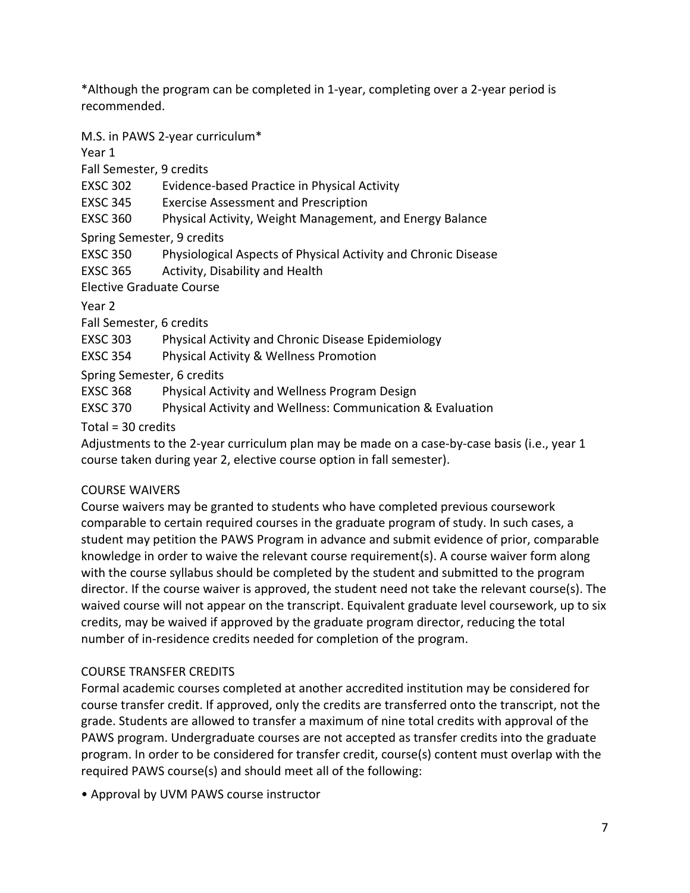*Although the program can be completed in 1-year, completing over a 2-year period is recommended.

M.S. in PAWS 2-year curriculum*

Year 1

Fall Semester, 9 credits

| | |
|---|---|
| EXSC 302 | Evidence-based Practice in Physical Activity |
| EXSC 345 | Exercise Assessment and Prescription |
| EXSC 360 | Physical Activity, Weight Management, and Energy Balance |

Spring Semester, 9 credits

| | |
|---|---|
| EXSC 350 | Physiological Aspects of Physical Activity and Chronic Disease |
| EXSC 365 | Activity, Disability and Health |

Elective Graduate Course

Year 2

Fall Semester, 6 credits

| | |
|---|---|
| EXSC 303 | Physical Activity and Chronic Disease Epidemiology |
| EXSC 354 | Physical Activity & Wellness Promotion |

Spring Semester, 6 credits

| | |
|---|---|
| EXSC 368 | Physical Activity and Wellness Program Design |
| EXSC 370 | Physical Activity and Wellness: Communication & Evaluation |

Total = 30 credits

Adjustments to the 2-year curriculum plan may be made on a case-by-case basis (i.e., year 1 course taken during year 2, elective course option in fall semester).

## COURSE WAIVERS

Course waivers may be granted to students who have completed previous coursework comparable to certain required courses in the graduate program of study. In such cases, a student may petition the PAWS Program in advance and submit evidence of prior, comparable knowledge in order to waive the relevant course requirement(s). A course waiver form along with the course syllabus should be completed by the student and submitted to the program director. If the course waiver is approved, the student need not take the relevant course(s). The waived course will not appear on the transcript. Equivalent graduate level coursework, up to six credits, may be waived if approved by the graduate program director, reducing the total number of in-residence credits needed for completion of the program.

## COURSE TRANSFER CREDITS

Formal academic courses completed at another accredited institution may be considered for course transfer credit. If approved, only the credits are transferred onto the transcript, not the grade. Students are allowed to transfer a maximum of nine total credits with approval of the PAWS program. Undergraduate courses are not accepted as transfer credits into the graduate program. In order to be considered for transfer credit, course(s) content must overlap with the required PAWS course(s) and should meet all of the following:

- Approval by UVM PAWS course instructor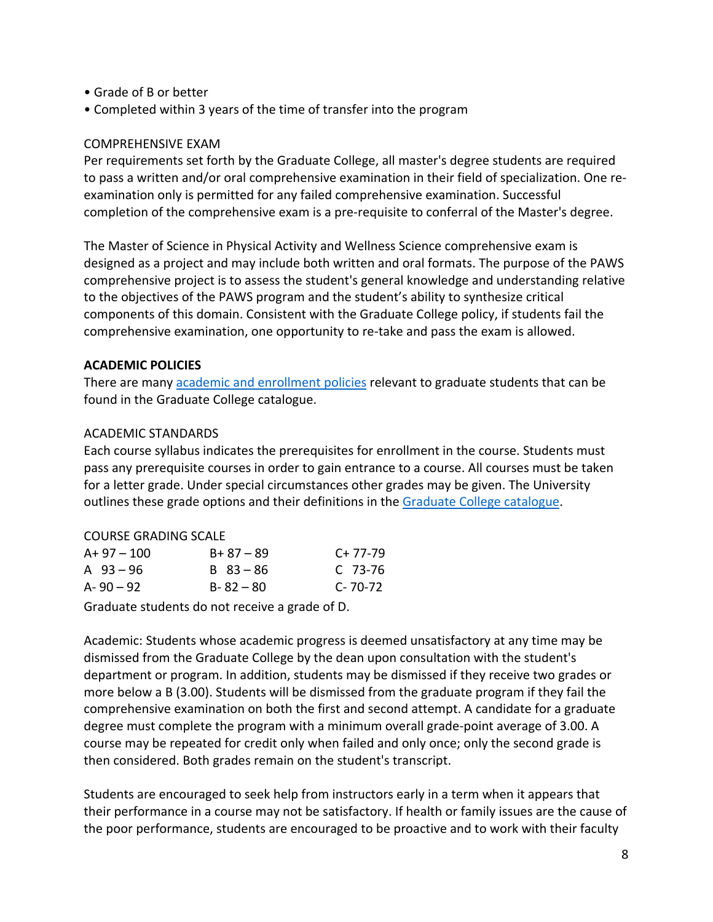- Grade of B or better
- Completed within 3 years of the time of transfer into the program

COMPREHENSIVE EXAM

Per requirements set forth by the Graduate College, all master's degree students are required to pass a written and/or oral comprehensive examination in their field of specialization. One re-examination only is permitted for any failed comprehensive examination. Successful completion of the comprehensive exam is a pre-requisite to conferral of the Master's degree.

The Master of Science in Physical Activity and Wellness Science comprehensive exam is designed as a project and may include both written and oral formats. The purpose of the PAWS comprehensive project is to assess the student's general knowledge and understanding relative to the objectives of the PAWS program and the student's ability to synthesize critical components of this domain. Consistent with the Graduate College policy, if students fail the comprehensive examination, one opportunity to re-take and pass the exam is allowed.

**ACADEMIC POLICIES**

There are many academic and enrollment policies relevant to graduate students that can be found in the Graduate College catalogue.

ACADEMIC STANDARDS

Each course syllabus indicates the prerequisites for enrollment in the course. Students must pass any prerequisite courses in order to gain entrance to a course. All courses must be taken for a letter grade. Under special circumstances other grades may be given. The University outlines these grade options and their definitions in the Graduate College catalogue.

COURSE GRADING SCALE

| | | |
|---|---|---|
| A+ 97 – 100 | B+ 87 – 89 | C+ 77-79 |
| A 93 – 96 | B 83 – 86 | C 73-76 |
| A- 90 – 92 | B- 82 – 80 | C- 70-72 |

Graduate students do not receive a grade of D.

Academic: Students whose academic progress is deemed unsatisfactory at any time may be dismissed from the Graduate College by the dean upon consultation with the student's department or program. In addition, students may be dismissed if they receive two grades or more below a B (3.00). Students will be dismissed from the graduate program if they fail the comprehensive examination on both the first and second attempt. A candidate for a graduate degree must complete the program with a minimum overall grade-point average of 3.00. A course may be repeated for credit only when failed and only once; only the second grade is then considered. Both grades remain on the student's transcript.

Students are encouraged to seek help from instructors early in a term when it appears that their performance in a course may not be satisfactory. If health or family issues are the cause of the poor performance, students are encouraged to be proactive and to work with their faculty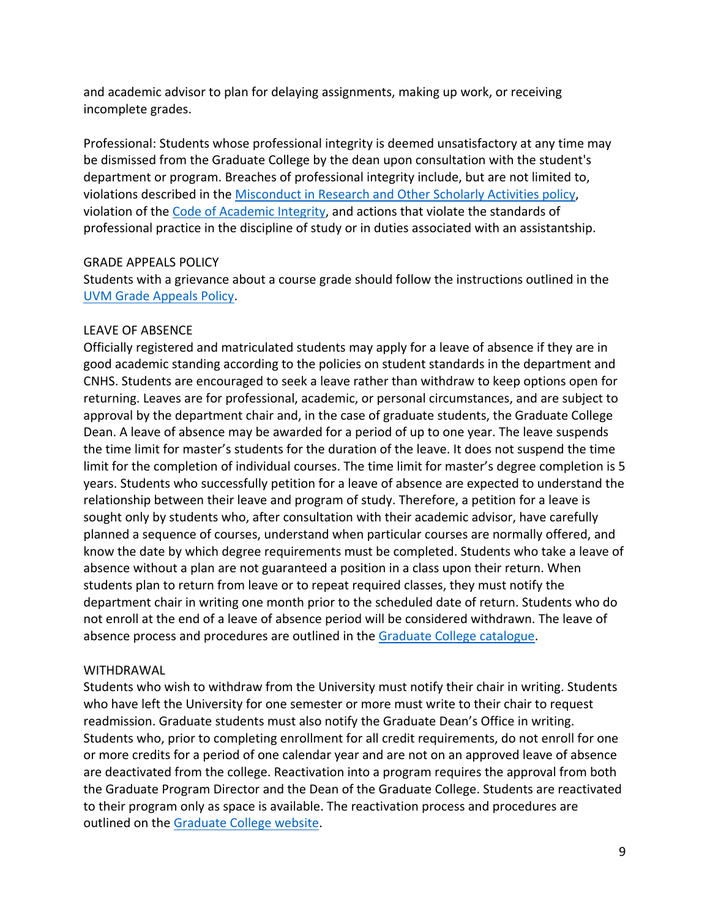and academic advisor to plan for delaying assignments, making up work, or receiving incomplete grades.

Professional: Students whose professional integrity is deemed unsatisfactory at any time may be dismissed from the Graduate College by the dean upon consultation with the student's department or program. Breaches of professional integrity include, but are not limited to, violations described in the [Misconduct in Research and Other Scholarly Activities policy](), violation of the [Code of Academic Integrity](), and actions that violate the standards of professional practice in the discipline of study or in duties associated with an assistantship.

## GRADE APPEALS POLICY

Students with a grievance about a course grade should follow the instructions outlined in the [UVM Grade Appeals Policy]().

## LEAVE OF ABSENCE

Officially registered and matriculated students may apply for a leave of absence if they are in good academic standing according to the policies on student standards in the department and CNHS. Students are encouraged to seek a leave rather than withdraw to keep options open for returning. Leaves are for professional, academic, or personal circumstances, and are subject to approval by the department chair and, in the case of graduate students, the Graduate College Dean. A leave of absence may be awarded for a period of up to one year. The leave suspends the time limit for master's students for the duration of the leave. It does not suspend the time limit for the completion of individual courses. The time limit for master's degree completion is 5 years. Students who successfully petition for a leave of absence are expected to understand the relationship between their leave and program of study. Therefore, a petition for a leave is sought only by students who, after consultation with their academic advisor, have carefully planned a sequence of courses, understand when particular courses are normally offered, and know the date by which degree requirements must be completed. Students who take a leave of absence without a plan are not guaranteed a position in a class upon their return. When students plan to return from leave or to repeat required classes, they must notify the department chair in writing one month prior to the scheduled date of return. Students who do not enroll at the end of a leave of absence period will be considered withdrawn. The leave of absence process and procedures are outlined in the [Graduate College catalogue]().

## WITHDRAWAL

Students who wish to withdraw from the University must notify their chair in writing. Students who have left the University for one semester or more must write to their chair to request readmission. Graduate students must also notify the Graduate Dean's Office in writing. Students who, prior to completing enrollment for all credit requirements, do not enroll for one or more credits for a period of one calendar year and are not on an approved leave of absence are deactivated from the college. Reactivation into a program requires the approval from both the Graduate Program Director and the Dean of the Graduate College. Students are reactivated to their program only as space is available. The reactivation process and procedures are outlined on the [Graduate College website]().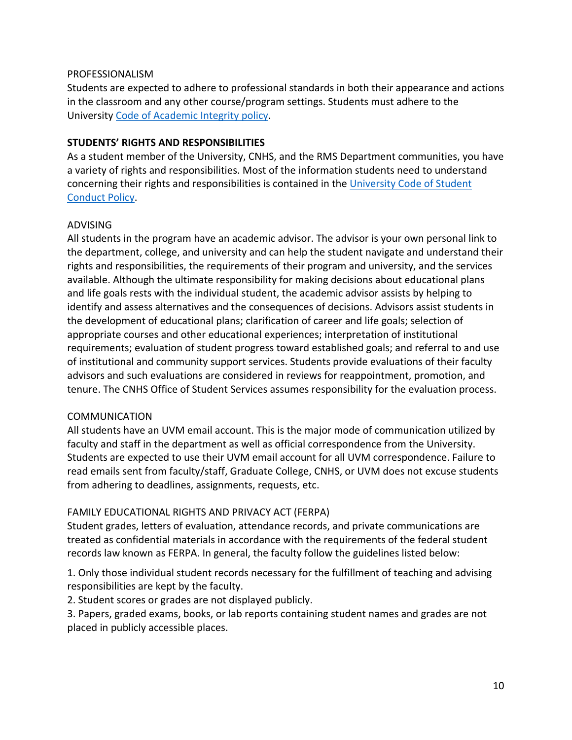PROFESSIONALISM

Students are expected to adhere to professional standards in both their appearance and actions in the classroom and any other course/program settings. Students must adhere to the University Code of Academic Integrity policy.

**STUDENTS' RIGHTS AND RESPONSIBILITIES**

As a student member of the University, CNHS, and the RMS Department communities, you have a variety of rights and responsibilities. Most of the information students need to understand concerning their rights and responsibilities is contained in the University Code of Student Conduct Policy.

ADVISING

All students in the program have an academic advisor. The advisor is your own personal link to the department, college, and university and can help the student navigate and understand their rights and responsibilities, the requirements of their program and university, and the services available. Although the ultimate responsibility for making decisions about educational plans and life goals rests with the individual student, the academic advisor assists by helping to identify and assess alternatives and the consequences of decisions. Advisors assist students in the development of educational plans; clarification of career and life goals; selection of appropriate courses and other educational experiences; interpretation of institutional requirements; evaluation of student progress toward established goals; and referral to and use of institutional and community support services. Students provide evaluations of their faculty advisors and such evaluations are considered in reviews for reappointment, promotion, and tenure. The CNHS Office of Student Services assumes responsibility for the evaluation process.

COMMUNICATION

All students have an UVM email account. This is the major mode of communication utilized by faculty and staff in the department as well as official correspondence from the University. Students are expected to use their UVM email account for all UVM correspondence. Failure to read emails sent from faculty/staff, Graduate College, CNHS, or UVM does not excuse students from adhering to deadlines, assignments, requests, etc.

FAMILY EDUCATIONAL RIGHTS AND PRIVACY ACT (FERPA)

Student grades, letters of evaluation, attendance records, and private communications are treated as confidential materials in accordance with the requirements of the federal student records law known as FERPA. In general, the faculty follow the guidelines listed below:

1. Only those individual student records necessary for the fulfillment of teaching and advising responsibilities are kept by the faculty.
2. Student scores or grades are not displayed publicly.
3. Papers, graded exams, books, or lab reports containing student names and grades are not placed in publicly accessible places.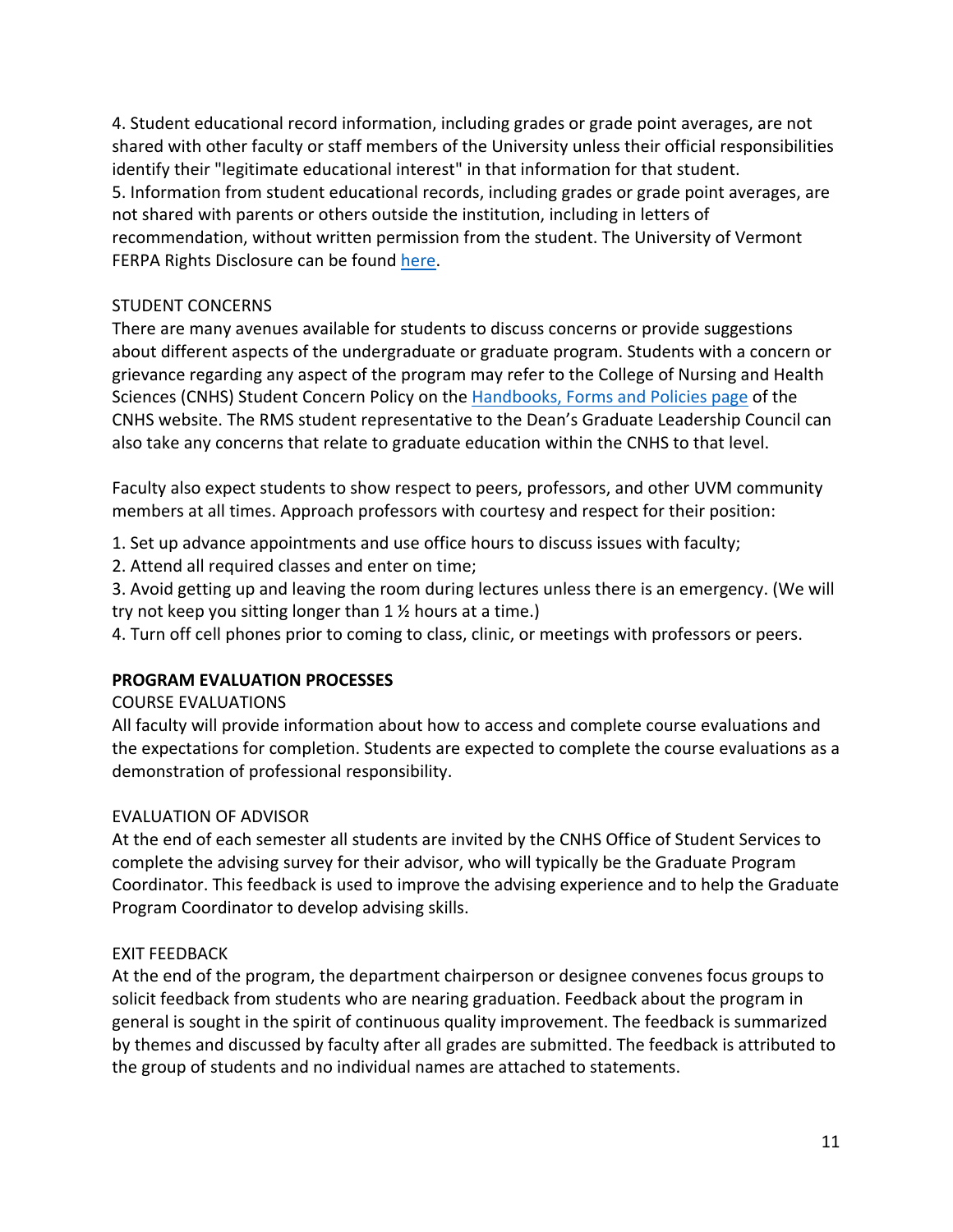4. Student educational record information, including grades or grade point averages, are not shared with other faculty or staff members of the University unless their official responsibilities identify their "legitimate educational interest" in that information for that student.
5. Information from student educational records, including grades or grade point averages, are not shared with parents or others outside the institution, including in letters of recommendation, without written permission from the student. The University of Vermont FERPA Rights Disclosure can be found here.

STUDENT CONCERNS

There are many avenues available for students to discuss concerns or provide suggestions about different aspects of the undergraduate or graduate program. Students with a concern or grievance regarding any aspect of the program may refer to the College of Nursing and Health Sciences (CNHS) Student Concern Policy on the Handbooks, Forms and Policies page of the CNHS website. The RMS student representative to the Dean's Graduate Leadership Council can also take any concerns that relate to graduate education within the CNHS to that level.

Faculty also expect students to show respect to peers, professors, and other UVM community members at all times. Approach professors with courtesy and respect for their position:

1. Set up advance appointments and use office hours to discuss issues with faculty;
2. Attend all required classes and enter on time;
3. Avoid getting up and leaving the room during lectures unless there is an emergency. (We will try not keep you sitting longer than 1 ½ hours at a time.)
4. Turn off cell phones prior to coming to class, clinic, or meetings with professors or peers.

## PROGRAM EVALUATION PROCESSES

COURSE EVALUATIONS

All faculty will provide information about how to access and complete course evaluations and the expectations for completion. Students are expected to complete the course evaluations as a demonstration of professional responsibility.

EVALUATION OF ADVISOR

At the end of each semester all students are invited by the CNHS Office of Student Services to complete the advising survey for their advisor, who will typically be the Graduate Program Coordinator. This feedback is used to improve the advising experience and to help the Graduate Program Coordinator to develop advising skills.

EXIT FEEDBACK

At the end of the program, the department chairperson or designee convenes focus groups to solicit feedback from students who are nearing graduation. Feedback about the program in general is sought in the spirit of continuous quality improvement. The feedback is summarized by themes and discussed by faculty after all grades are submitted. The feedback is attributed to the group of students and no individual names are attached to statements.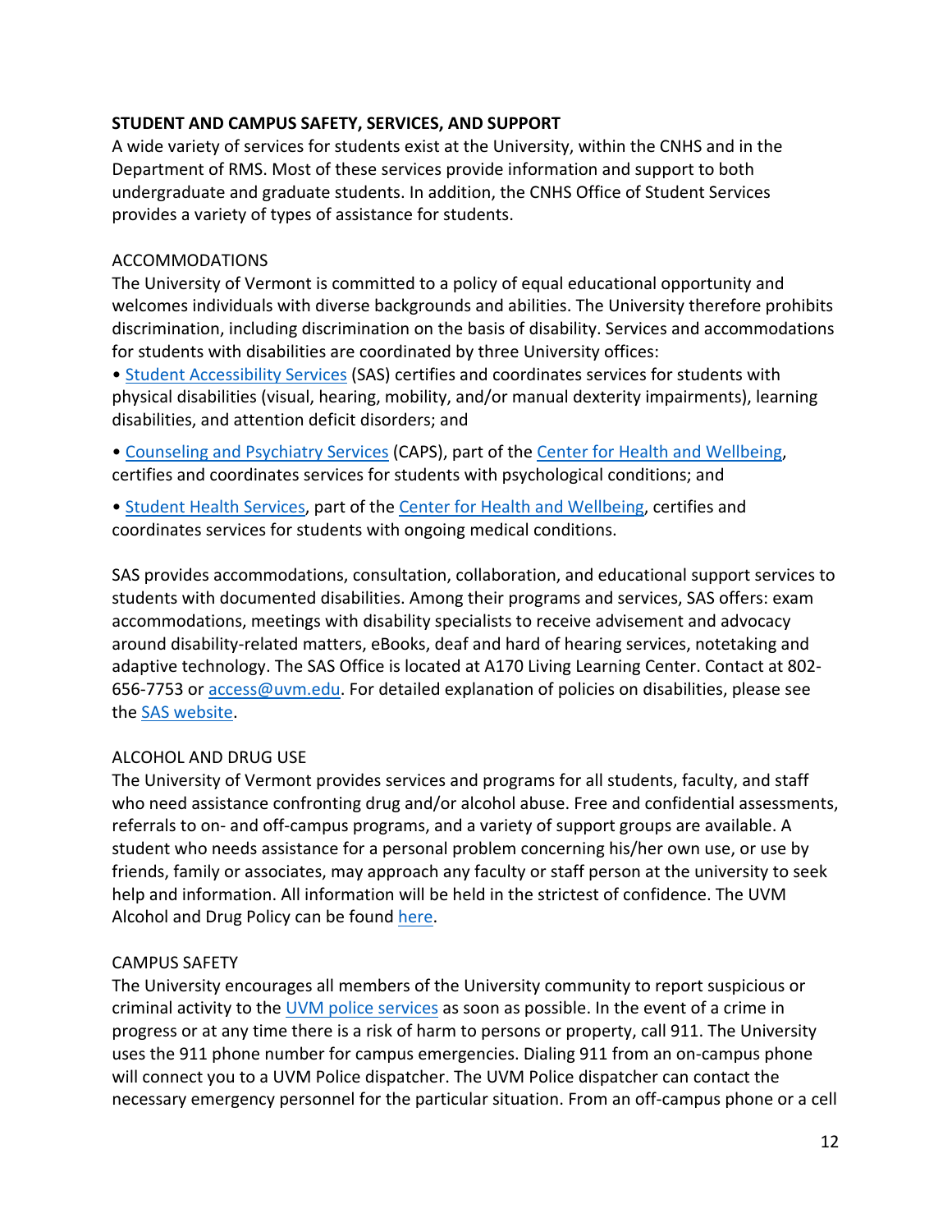## STUDENT AND CAMPUS SAFETY, SERVICES, AND SUPPORT

A wide variety of services for students exist at the University, within the CNHS and in the Department of RMS. Most of these services provide information and support to both undergraduate and graduate students. In addition, the CNHS Office of Student Services provides a variety of types of assistance for students.

### ACCOMMODATIONS

The University of Vermont is committed to a policy of equal educational opportunity and welcomes individuals with diverse backgrounds and abilities. The University therefore prohibits discrimination, including discrimination on the basis of disability. Services and accommodations for students with disabilities are coordinated by three University offices:

- Student Accessibility Services (SAS) certifies and coordinates services for students with physical disabilities (visual, hearing, mobility, and/or manual dexterity impairments), learning disabilities, and attention deficit disorders; and
- Counseling and Psychiatry Services (CAPS), part of the Center for Health and Wellbeing, certifies and coordinates services for students with psychological conditions; and
- Student Health Services, part of the Center for Health and Wellbeing, certifies and coordinates services for students with ongoing medical conditions.

SAS provides accommodations, consultation, collaboration, and educational support services to students with documented disabilities. Among their programs and services, SAS offers: exam accommodations, meetings with disability specialists to receive advisement and advocacy around disability-related matters, eBooks, deaf and hard of hearing services, notetaking and adaptive technology. The SAS Office is located at A170 Living Learning Center. Contact at 802-656-7753 or access@uvm.edu. For detailed explanation of policies on disabilities, please see the SAS website.

### ALCOHOL AND DRUG USE

The University of Vermont provides services and programs for all students, faculty, and staff who need assistance confronting drug and/or alcohol abuse. Free and confidential assessments, referrals to on- and off-campus programs, and a variety of support groups are available. A student who needs assistance for a personal problem concerning his/her own use, or use by friends, family or associates, may approach any faculty or staff person at the university to seek help and information. All information will be held in the strictest of confidence. The UVM Alcohol and Drug Policy can be found here.

### CAMPUS SAFETY

The University encourages all members of the University community to report suspicious or criminal activity to the UVM police services as soon as possible. In the event of a crime in progress or at any time there is a risk of harm to persons or property, call 911. The University uses the 911 phone number for campus emergencies. Dialing 911 from an on-campus phone will connect you to a UVM Police dispatcher. The UVM Police dispatcher can contact the necessary emergency personnel for the particular situation. From an off-campus phone or a cell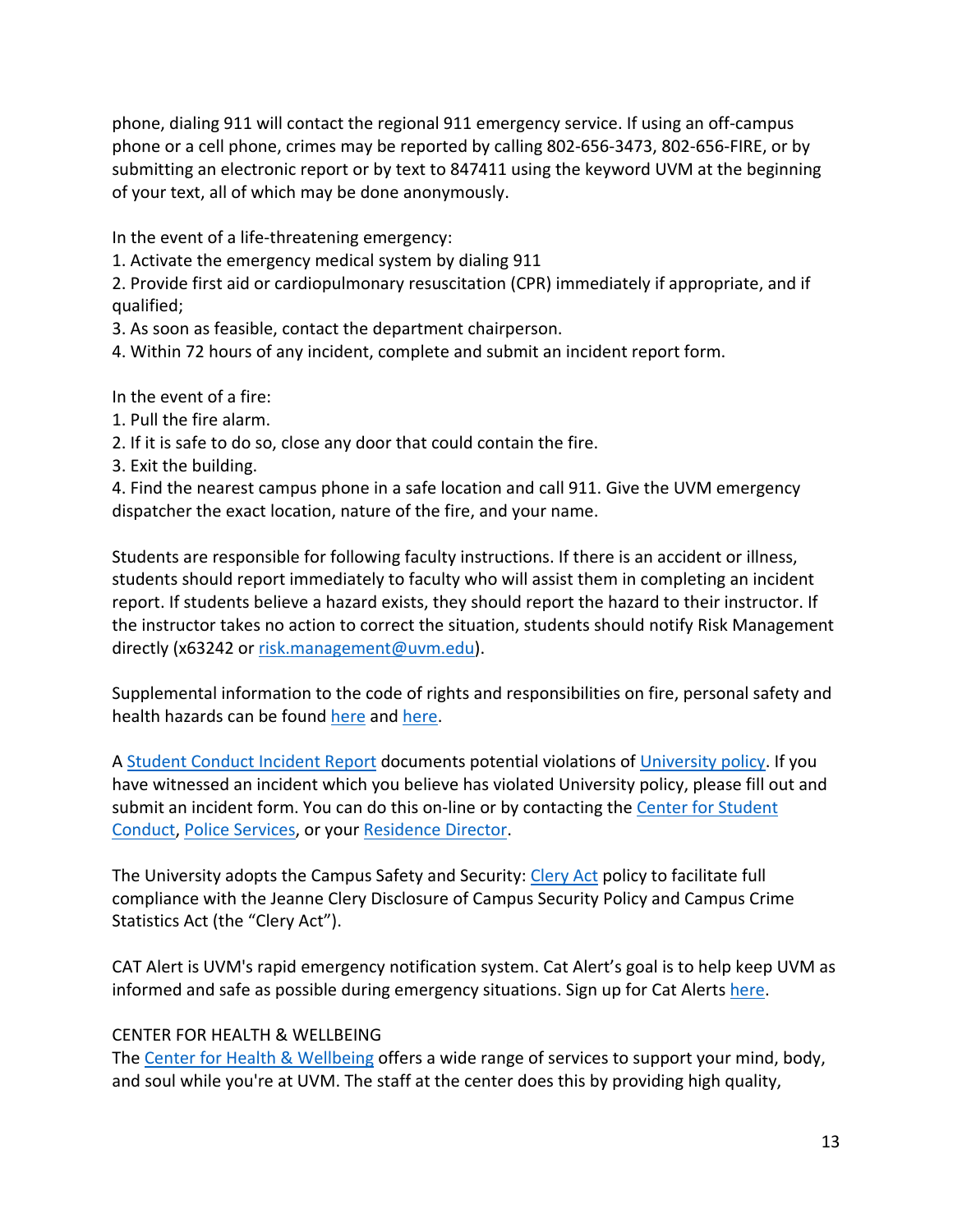phone, dialing 911 will contact the regional 911 emergency service. If using an off-campus phone or a cell phone, crimes may be reported by calling 802-656-3473, 802-656-FIRE, or by submitting an electronic report or by text to 847411 using the keyword UVM at the beginning of your text, all of which may be done anonymously.

In the event of a life-threatening emergency:

1. Activate the emergency medical system by dialing 911
2. Provide first aid or cardiopulmonary resuscitation (CPR) immediately if appropriate, and if qualified;
3. As soon as feasible, contact the department chairperson.
4. Within 72 hours of any incident, complete and submit an incident report form.

In the event of a fire:

1. Pull the fire alarm.
2. If it is safe to do so, close any door that could contain the fire.
3. Exit the building.
4. Find the nearest campus phone in a safe location and call 911. Give the UVM emergency dispatcher the exact location, nature of the fire, and your name.

Students are responsible for following faculty instructions. If there is an accident or illness, students should report immediately to faculty who will assist them in completing an incident report. If students believe a hazard exists, they should report the hazard to their instructor. If the instructor takes no action to correct the situation, students should notify Risk Management directly (x63242 or risk.management@uvm.edu).

Supplemental information to the code of rights and responsibilities on fire, personal safety and health hazards can be found here and here.

A Student Conduct Incident Report documents potential violations of University policy. If you have witnessed an incident which you believe has violated University policy, please fill out and submit an incident form. You can do this on-line or by contacting the Center for Student Conduct, Police Services, or your Residence Director.

The University adopts the Campus Safety and Security: Clery Act policy to facilitate full compliance with the Jeanne Clery Disclosure of Campus Security Policy and Campus Crime Statistics Act (the "Clery Act").

CAT Alert is UVM's rapid emergency notification system. Cat Alert's goal is to help keep UVM as informed and safe as possible during emergency situations. Sign up for Cat Alerts here.

CENTER FOR HEALTH & WELLBEING

The Center for Health & Wellbeing offers a wide range of services to support your mind, body, and soul while you're at UVM. The staff at the center does this by providing high quality,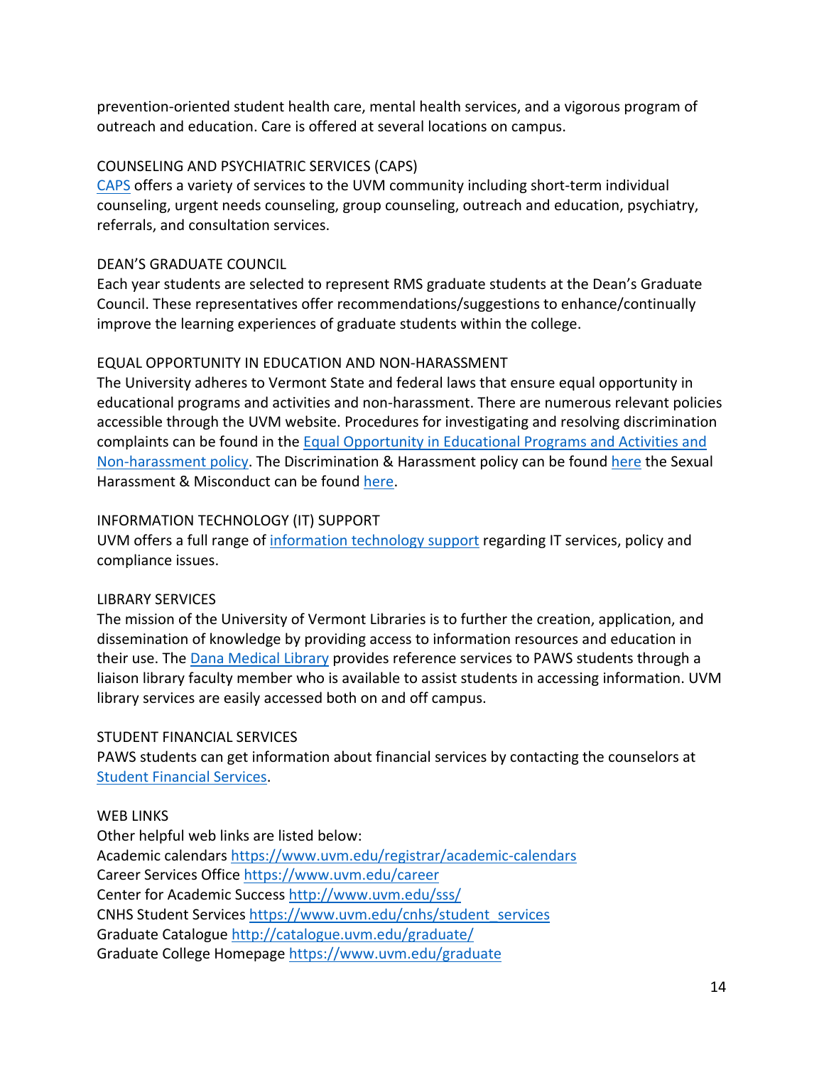prevention-oriented student health care, mental health services, and a vigorous program of outreach and education. Care is offered at several locations on campus.

### COUNSELING AND PSYCHIATRIC SERVICES (CAPS)

CAPS offers a variety of services to the UVM community including short-term individual counseling, urgent needs counseling, group counseling, outreach and education, psychiatry, referrals, and consultation services.

### DEAN'S GRADUATE COUNCIL

Each year students are selected to represent RMS graduate students at the Dean's Graduate Council. These representatives offer recommendations/suggestions to enhance/continually improve the learning experiences of graduate students within the college.

### EQUAL OPPORTUNITY IN EDUCATION AND NON-HARASSMENT

The University adheres to Vermont State and federal laws that ensure equal opportunity in educational programs and activities and non-harassment. There are numerous relevant policies accessible through the UVM website. Procedures for investigating and resolving discrimination complaints can be found in the Equal Opportunity in Educational Programs and Activities and Non-harassment policy. The Discrimination & Harassment policy can be found here the Sexual Harassment & Misconduct can be found here.

### INFORMATION TECHNOLOGY (IT) SUPPORT

UVM offers a full range of information technology support regarding IT services, policy and compliance issues.

### LIBRARY SERVICES

The mission of the University of Vermont Libraries is to further the creation, application, and dissemination of knowledge by providing access to information resources and education in their use. The Dana Medical Library provides reference services to PAWS students through a liaison library faculty member who is available to assist students in accessing information. UVM library services are easily accessed both on and off campus.

### STUDENT FINANCIAL SERVICES

PAWS students can get information about financial services by contacting the counselors at Student Financial Services.

### WEB LINKS

Other helpful web links are listed below:
Academic calendars https://www.uvm.edu/registrar/academic-calendars
Career Services Office https://www.uvm.edu/career
Center for Academic Success http://www.uvm.edu/sss/
CNHS Student Services https://www.uvm.edu/cnhs/student_services
Graduate Catalogue http://catalogue.uvm.edu/graduate/
Graduate College Homepage https://www.uvm.edu/graduate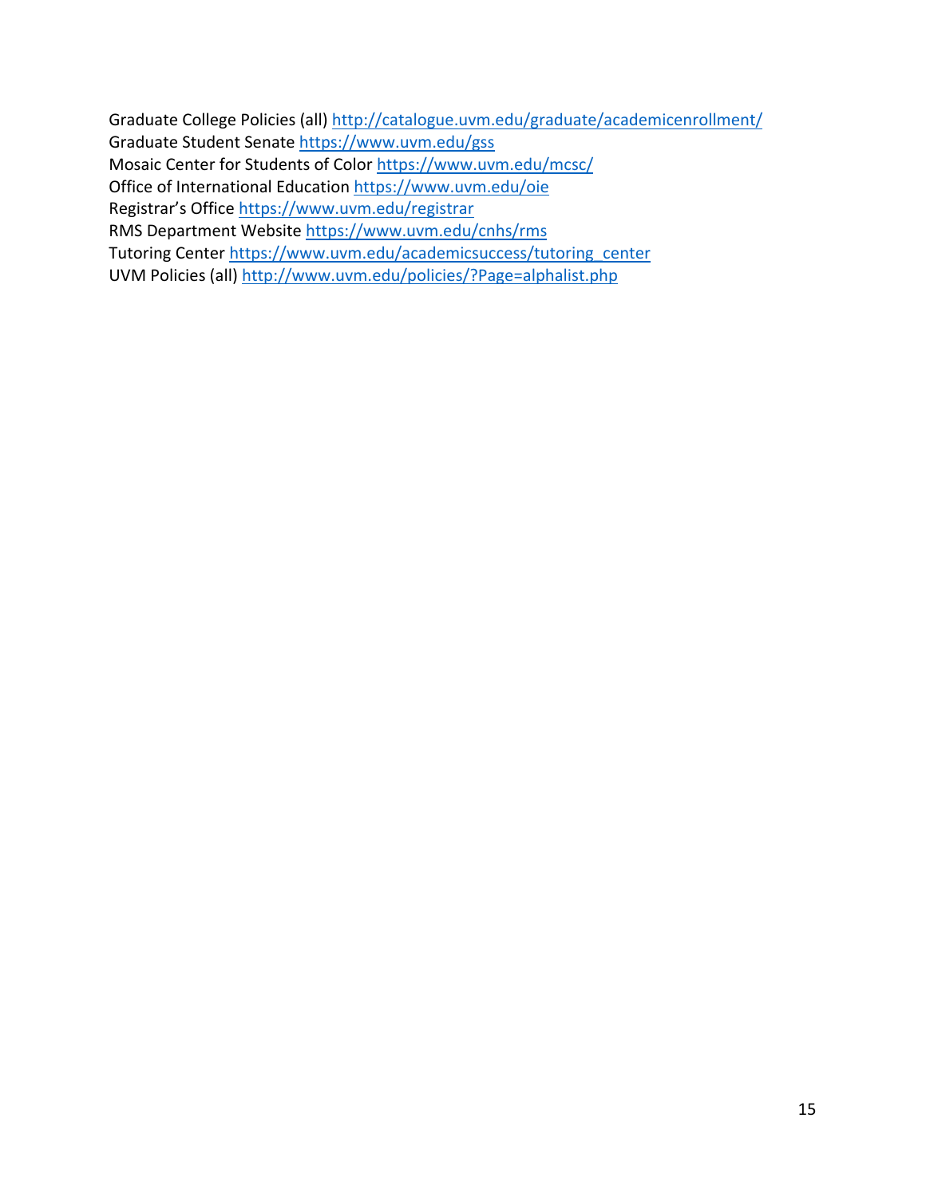Graduate College Policies (all) http://catalogue.uvm.edu/graduate/academicenrollment/
Graduate Student Senate https://www.uvm.edu/gss
Mosaic Center for Students of Color https://www.uvm.edu/mcsc/
Office of International Education https://www.uvm.edu/oie
Registrar's Office https://www.uvm.edu/registrar
RMS Department Website https://www.uvm.edu/cnhs/rms
Tutoring Center https://www.uvm.edu/academicsuccess/tutoring_center
UVM Policies (all) http://www.uvm.edu/policies/?Page=alphalist.php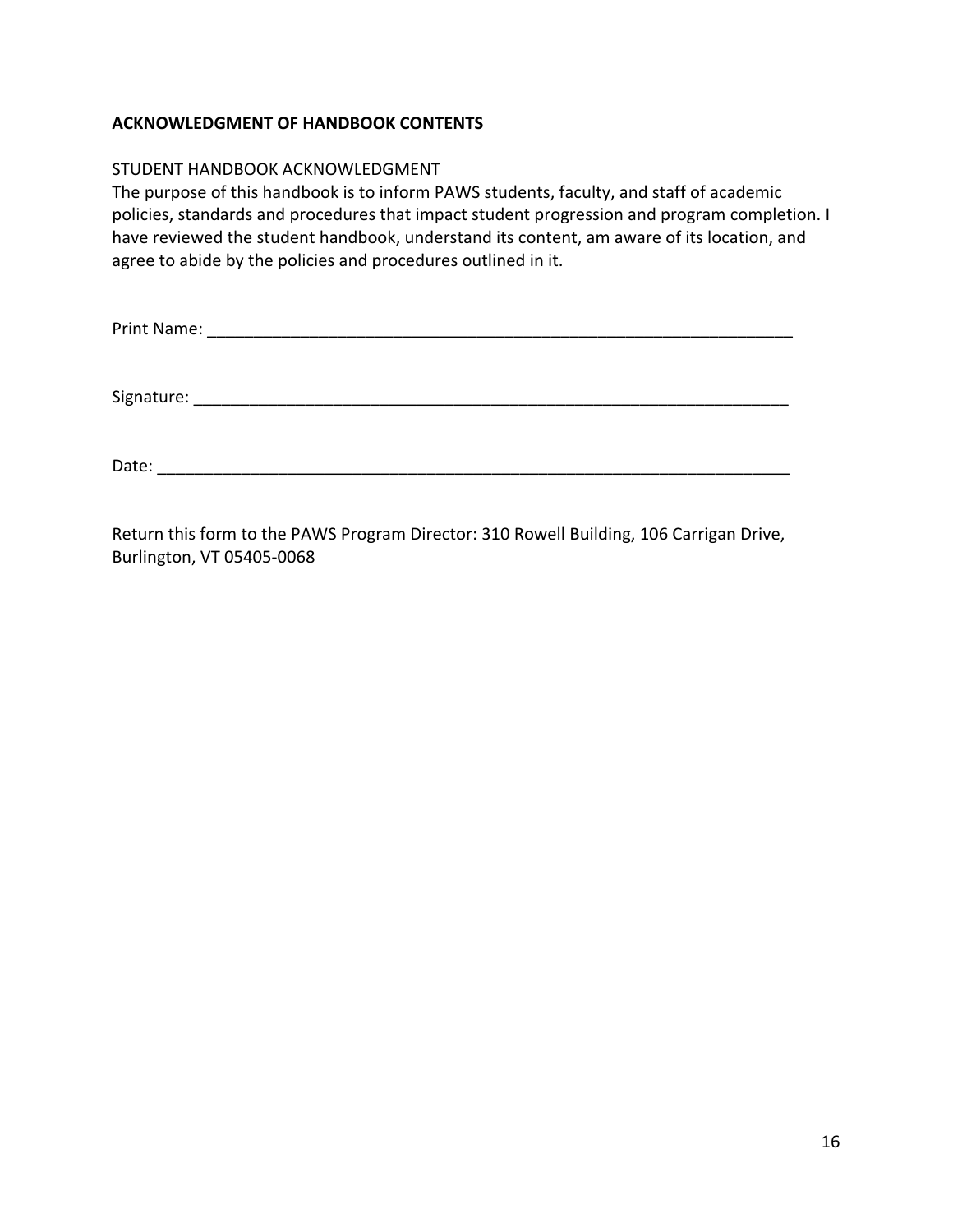**ACKNOWLEDGMENT OF HANDBOOK CONTENTS**

STUDENT HANDBOOK ACKNOWLEDGMENT

The purpose of this handbook is to inform PAWS students, faculty, and staff of academic policies, standards and procedures that impact student progression and program completion. I have reviewed the student handbook, understand its content, am aware of its location, and agree to abide by the policies and procedures outlined in it.

Print Name: ___________________________________________________________________

Signature: ____________________________________________________________________

Date: ________________________________________________________________________

Return this form to the PAWS Program Director: 310 Rowell Building, 106 Carrigan Drive, Burlington, VT 05405-0068